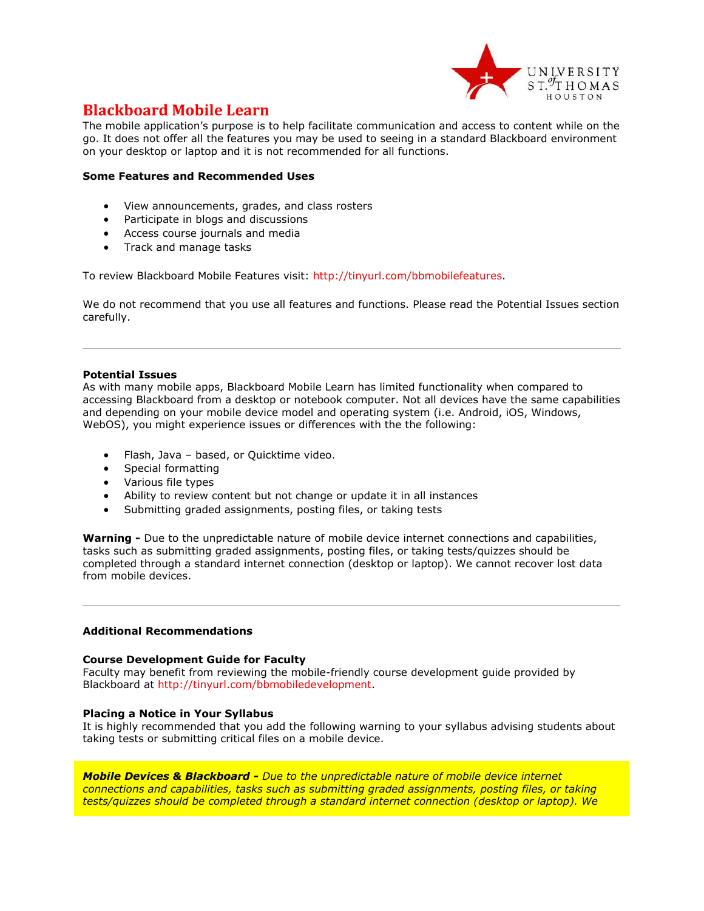# Blackboard Mobile Learn

The mobile application's purpose is to help facilitate communication and access to content while on the go. It does not offer all the features you may be used to seeing in a standard Blackboard environment on your desktop or laptop and it is not recommended for all functions.

**Some Features and Recommended Uses**

- View announcements, grades, and class rosters
- Participate in blogs and discussions
- Access course journals and media
- Track and manage tasks

To review Blackboard Mobile Features visit: http://tinyurl.com/bbmobilefeatures.

We do not recommend that you use all features and functions. Please read the Potential Issues section carefully.

---

**Potential Issues**

As with many mobile apps, Blackboard Mobile Learn has limited functionality when compared to accessing Blackboard from a desktop or notebook computer. Not all devices have the same capabilities and depending on your mobile device model and operating system (i.e. Android, iOS, Windows, WebOS), you might experience issues or differences with the the following:

- Flash, Java – based, or Quicktime video.
- Special formatting
- Various file types
- Ability to review content but not change or update it in all instances
- Submitting graded assignments, posting files, or taking tests

**Warning -** Due to the unpredictable nature of mobile device internet connections and capabilities, tasks such as submitting graded assignments, posting files, or taking tests/quizzes should be completed through a standard internet connection (desktop or laptop). We cannot recover lost data from mobile devices.

---

**Additional Recommendations**

**Course Development Guide for Faculty**

Faculty may benefit from reviewing the mobile-friendly course development guide provided by Blackboard at http://tinyurl.com/bbmobiledevelopment.

**Placing a Notice in Your Syllabus**

It is highly recommended that you add the following warning to your syllabus advising students about taking tests or submitting critical files on a mobile device.

***Mobile Devices & Blackboard -*** *Due to the unpredictable nature of mobile device internet connections and capabilities, tasks such as submitting graded assignments, posting files, or taking tests/quizzes should be completed through a standard internet connection (desktop or laptop). We*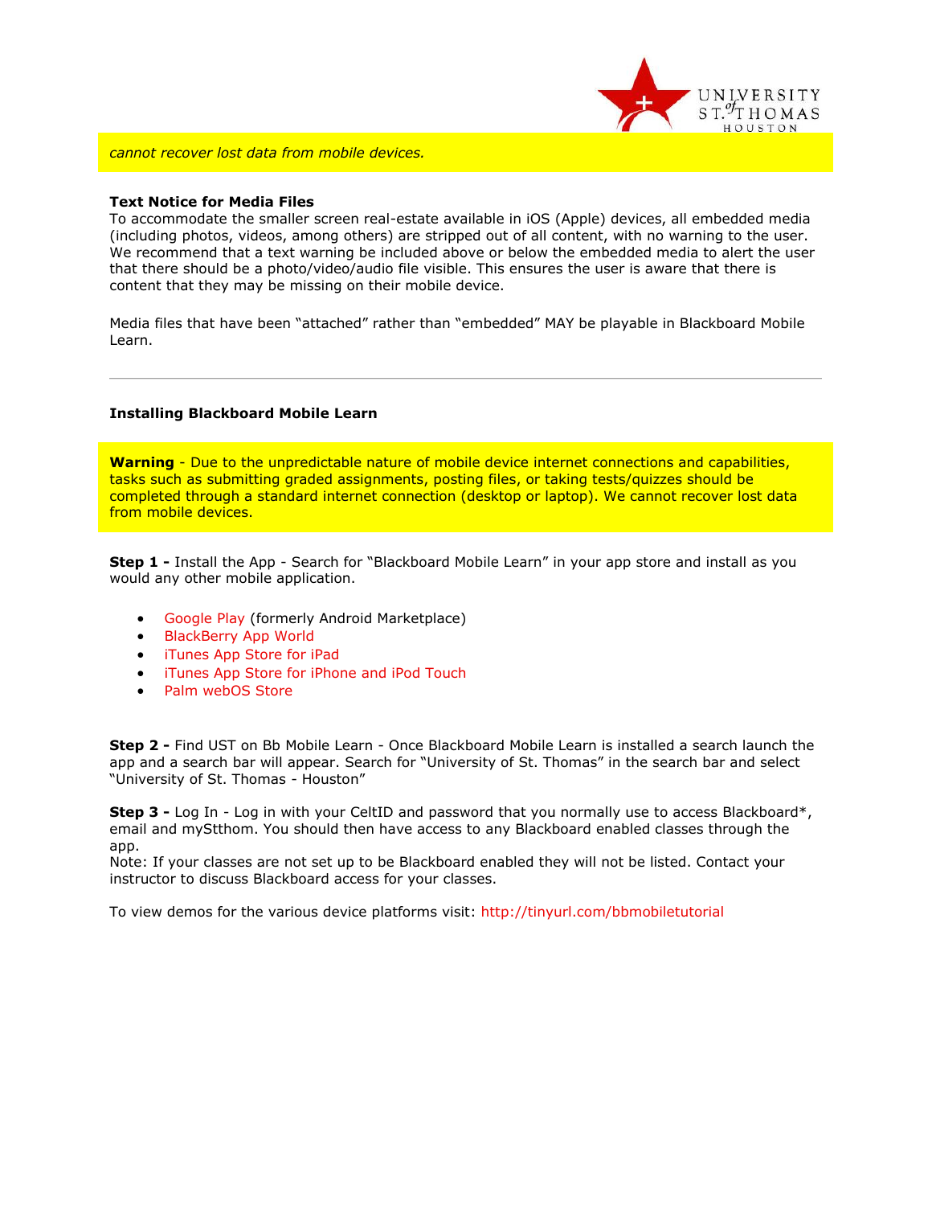*cannot recover lost data from mobile devices.*

**Text Notice for Media Files**

To accommodate the smaller screen real-estate available in iOS (Apple) devices, all embedded media (including photos, videos, among others) are stripped out of all content, with no warning to the user. We recommend that a text warning be included above or below the embedded media to alert the user that there should be a photo/video/audio file visible. This ensures the user is aware that there is content that they may be missing on their mobile device.

Media files that have been “attached” rather than “embedded” MAY be playable in Blackboard Mobile Learn.

---

**Installing Blackboard Mobile Learn**

**Warning** - Due to the unpredictable nature of mobile device internet connections and capabilities, tasks such as submitting graded assignments, posting files, or taking tests/quizzes should be completed through a standard internet connection (desktop or laptop). We cannot recover lost data from mobile devices.

**Step 1 -** Install the App - Search for “Blackboard Mobile Learn” in your app store and install as you would any other mobile application.

- Google Play (formerly Android Marketplace)
- BlackBerry App World
- iTunes App Store for iPad
- iTunes App Store for iPhone and iPod Touch
- Palm webOS Store

**Step 2 -** Find UST on Bb Mobile Learn - Once Blackboard Mobile Learn is installed a search launch the app and a search bar will appear. Search for “University of St. Thomas” in the search bar and select “University of St. Thomas - Houston”

**Step 3 -** Log In - Log in with your CeltID and password that you normally use to access Blackboard*, email and myStthom. You should then have access to any Blackboard enabled classes through the app.
Note: If your classes are not set up to be Blackboard enabled they will not be listed. Contact your instructor to discuss Blackboard access for your classes.

To view demos for the various device platforms visit: http://tinyurl.com/bbmobiletutorial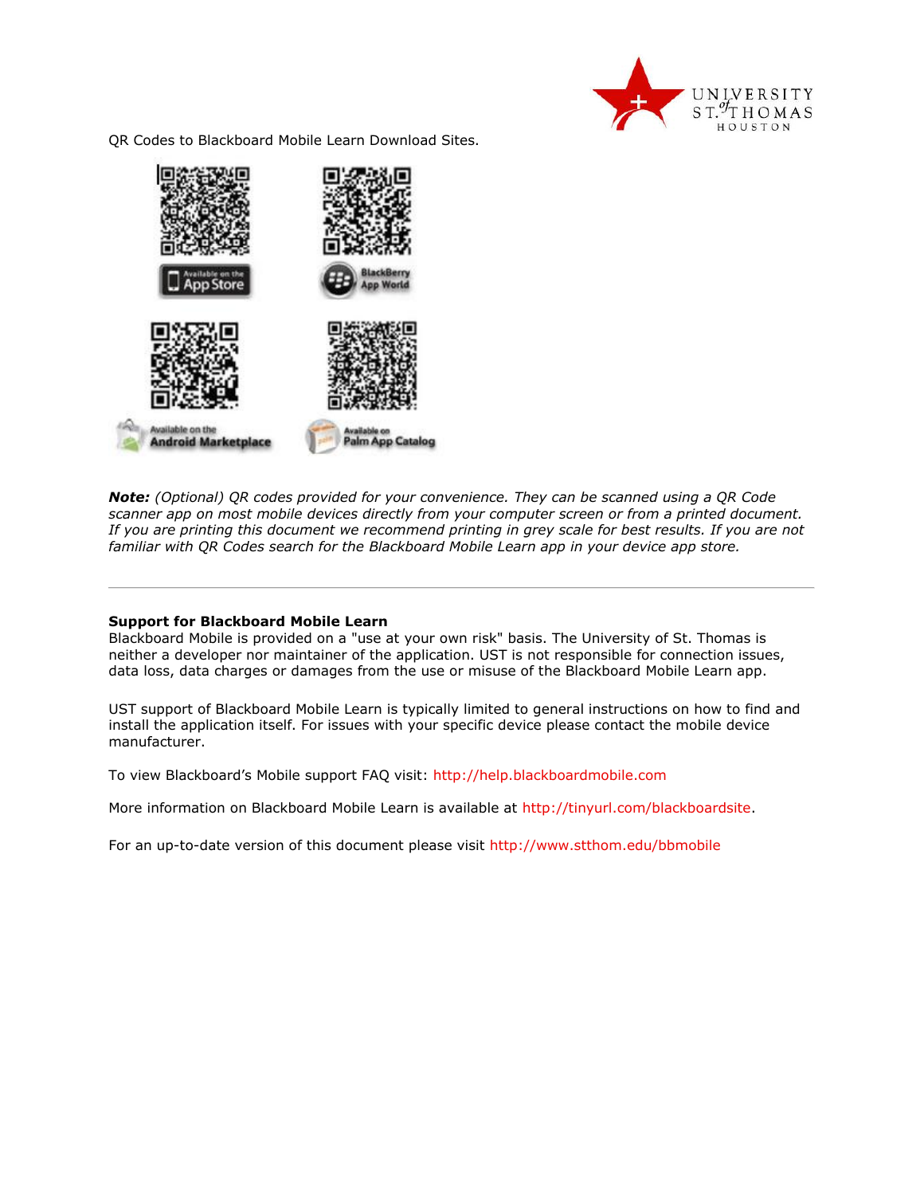QR Codes to Blackboard Mobile Learn Download Sites.

Available on the App Store

BlackBerry App World

Available on the Android Marketplace

Available on Palm App Catalog

***Note:*** *(Optional) QR codes provided for your convenience. They can be scanned using a QR Code scanner app on most mobile devices directly from your computer screen or from a printed document. If you are printing this document we recommend printing in grey scale for best results. If you are not familiar with QR Codes search for the Blackboard Mobile Learn app in your device app store.*

---

**Support for Blackboard Mobile Learn**

Blackboard Mobile is provided on a "use at your own risk" basis. The University of St. Thomas is neither a developer nor maintainer of the application. UST is not responsible for connection issues, data loss, data charges or damages from the use or misuse of the Blackboard Mobile Learn app.

UST support of Blackboard Mobile Learn is typically limited to general instructions on how to find and install the application itself. For issues with your specific device please contact the mobile device manufacturer.

To view Blackboard's Mobile support FAQ visit: http://help.blackboardmobile.com

More information on Blackboard Mobile Learn is available at http://tinyurl.com/blackboardsite.

For an up-to-date version of this document please visit http://www.stthom.edu/bbmobile